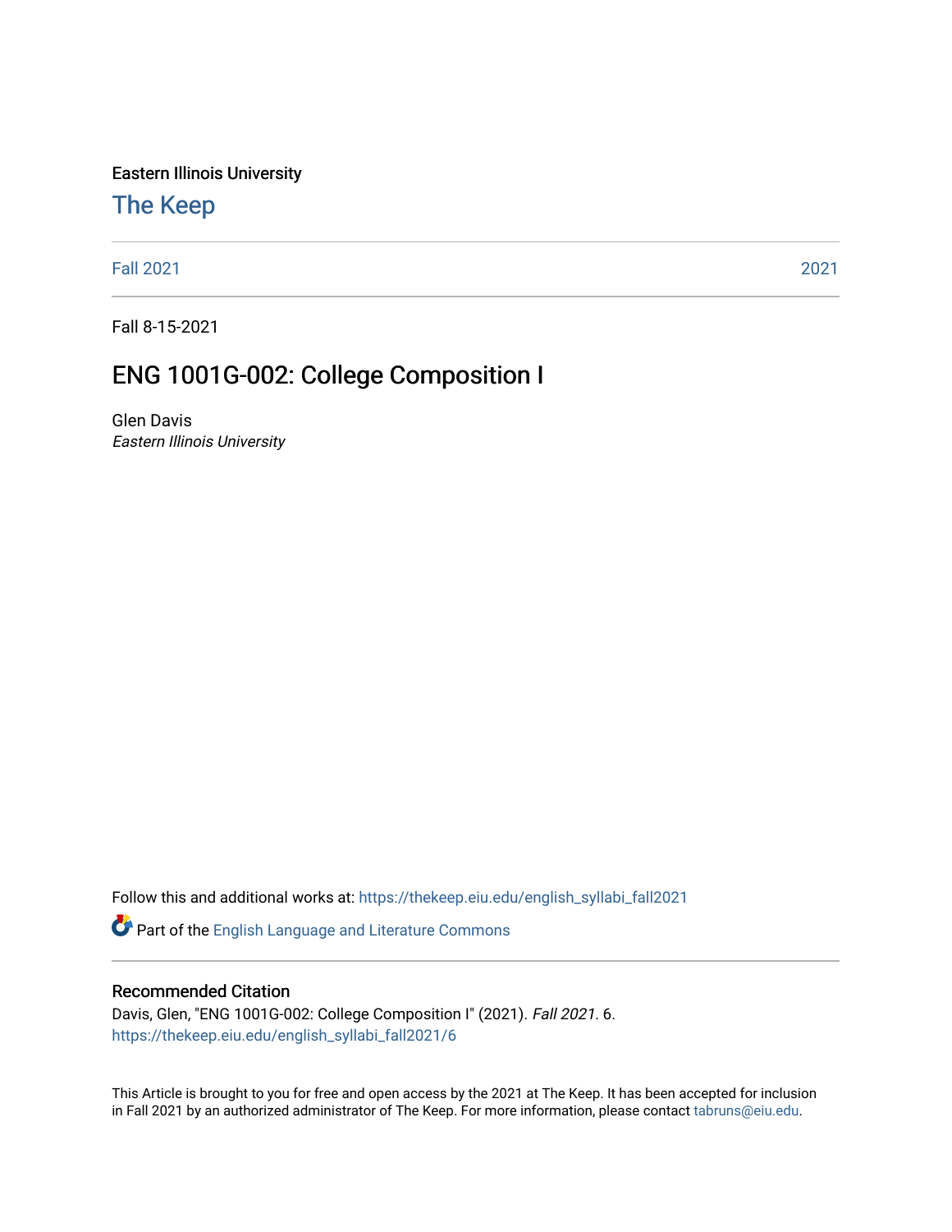Eastern Illinois University

# The Keep

Fall 2021 | 2021

Fall 8-15-2021

## ENG 1001G-002: College Composition I

Glen Davis
*Eastern Illinois University*

Follow this and additional works at: https://thekeep.eiu.edu/english_syllabi_fall2021

Part of the English Language and Literature Commons

### Recommended Citation

Davis, Glen, "ENG 1001G-002: College Composition I" (2021). *Fall 2021*. 6.
https://thekeep.eiu.edu/english_syllabi_fall2021/6

This Article is brought to you for free and open access by the 2021 at The Keep. It has been accepted for inclusion in Fall 2021 by an authorized administrator of The Keep. For more information, please contact tabruns@eiu.edu.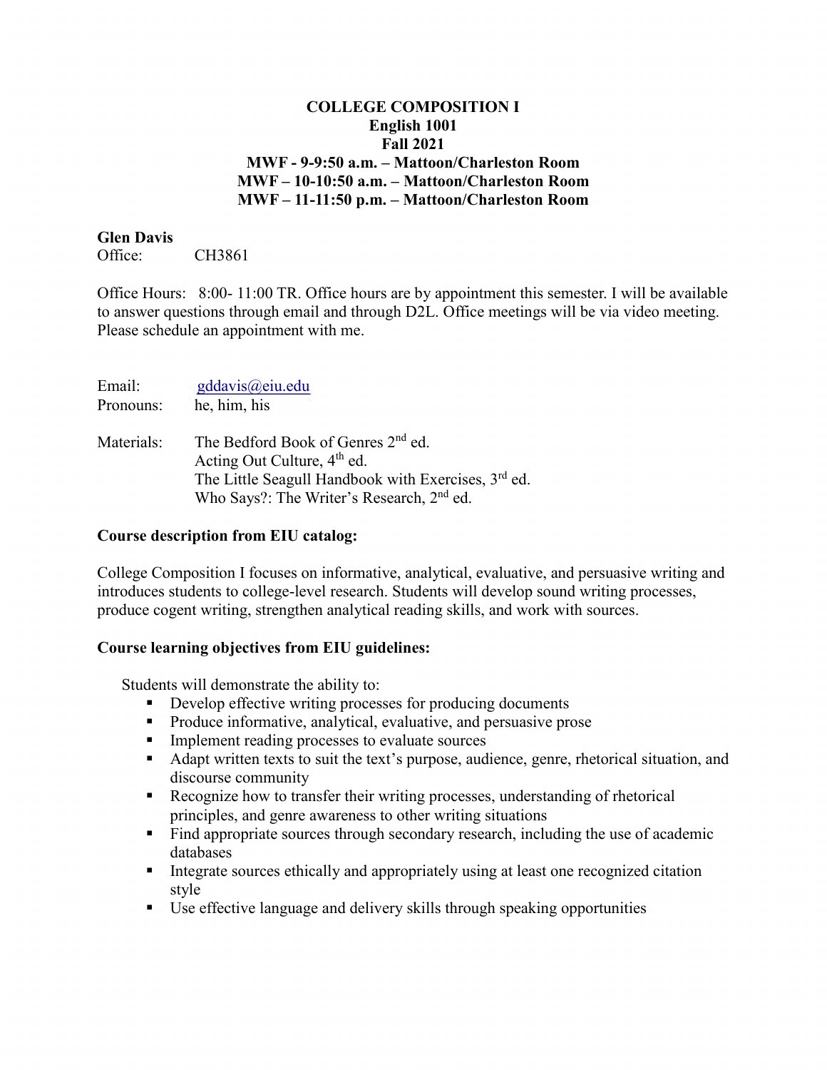**COLLEGE COMPOSITION I**
**English 1001**
**Fall 2021**
**MWF - 9-9:50 a.m. – Mattoon/Charleston Room**
**MWF – 10-10:50 a.m. – Mattoon/Charleston Room**
**MWF – 11-11:50 p.m. – Mattoon/Charleston Room**

**Glen Davis**
Office: CH3861

Office Hours: 8:00- 11:00 TR. Office hours are by appointment this semester. I will be available to answer questions through email and through D2L. Office meetings will be via video meeting. Please schedule an appointment with me.

Email: gddavis@eiu.edu
Pronouns: he, him, his

Materials: The Bedford Book of Genres 2nd ed.
Acting Out Culture, 4th ed.
The Little Seagull Handbook with Exercises, 3rd ed.
Who Says?: The Writer's Research, 2nd ed.

**Course description from EIU catalog:**

College Composition I focuses on informative, analytical, evaluative, and persuasive writing and introduces students to college-level research. Students will develop sound writing processes, produce cogent writing, strengthen analytical reading skills, and work with sources.

**Course learning objectives from EIU guidelines:**

Students will demonstrate the ability to:

- Develop effective writing processes for producing documents
- Produce informative, analytical, evaluative, and persuasive prose
- Implement reading processes to evaluate sources
- Adapt written texts to suit the text's purpose, audience, genre, rhetorical situation, and discourse community
- Recognize how to transfer their writing processes, understanding of rhetorical principles, and genre awareness to other writing situations
- Find appropriate sources through secondary research, including the use of academic databases
- Integrate sources ethically and appropriately using at least one recognized citation style
- Use effective language and delivery skills through speaking opportunities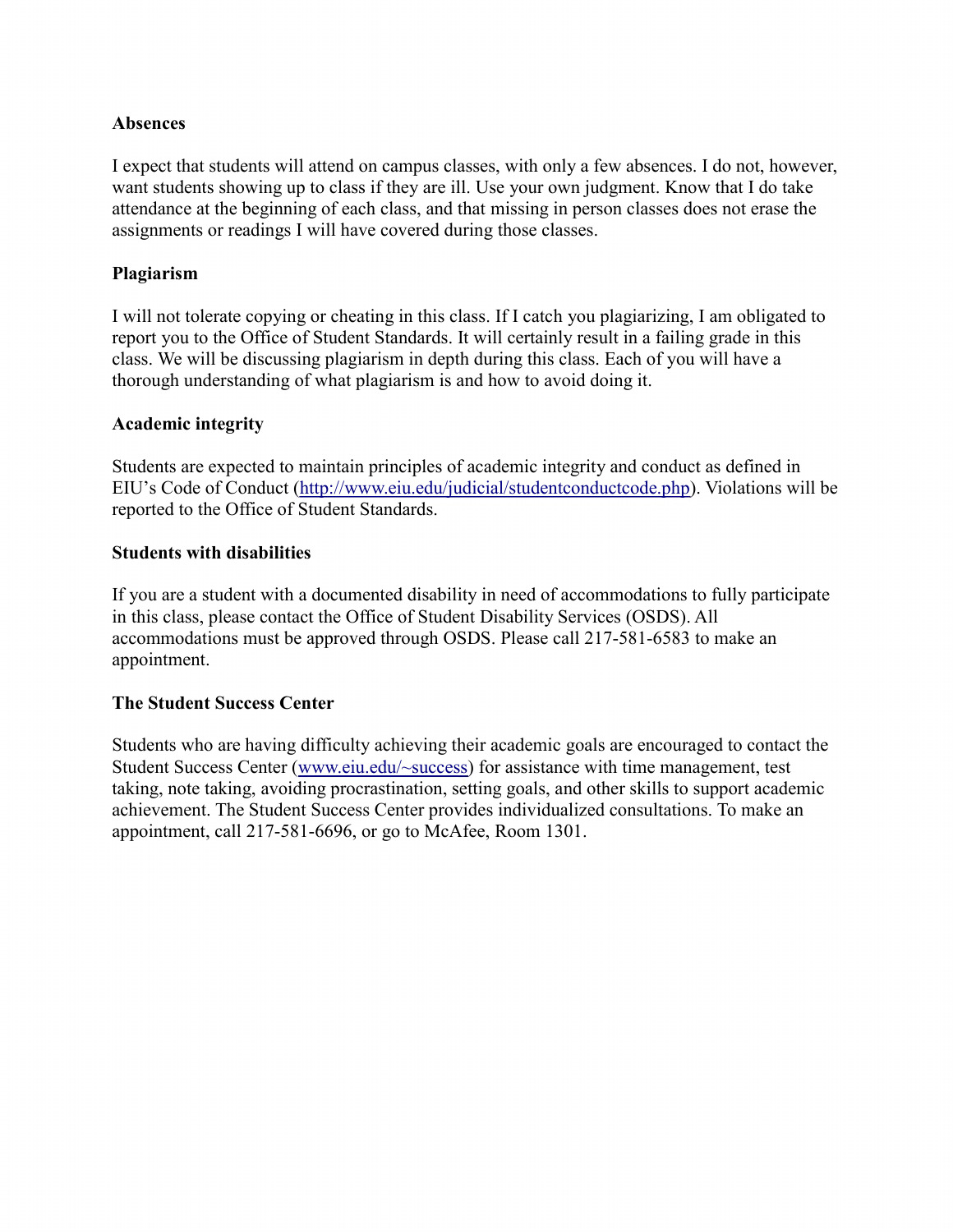**Absences**

I expect that students will attend on campus classes, with only a few absences. I do not, however, want students showing up to class if they are ill. Use your own judgment. Know that I do take attendance at the beginning of each class, and that missing in person classes does not erase the assignments or readings I will have covered during those classes.

**Plagiarism**

I will not tolerate copying or cheating in this class. If I catch you plagiarizing, I am obligated to report you to the Office of Student Standards. It will certainly result in a failing grade in this class. We will be discussing plagiarism in depth during this class. Each of you will have a thorough understanding of what plagiarism is and how to avoid doing it.

**Academic integrity**

Students are expected to maintain principles of academic integrity and conduct as defined in EIU's Code of Conduct (http://www.eiu.edu/judicial/studentconductcode.php). Violations will be reported to the Office of Student Standards.

**Students with disabilities**

If you are a student with a documented disability in need of accommodations to fully participate in this class, please contact the Office of Student Disability Services (OSDS). All accommodations must be approved through OSDS. Please call 217-581-6583 to make an appointment.

**The Student Success Center**

Students who are having difficulty achieving their academic goals are encouraged to contact the Student Success Center (www.eiu.edu/~success) for assistance with time management, test taking, note taking, avoiding procrastination, setting goals, and other skills to support academic achievement. The Student Success Center provides individualized consultations. To make an appointment, call 217-581-6696, or go to McAfee, Room 1301.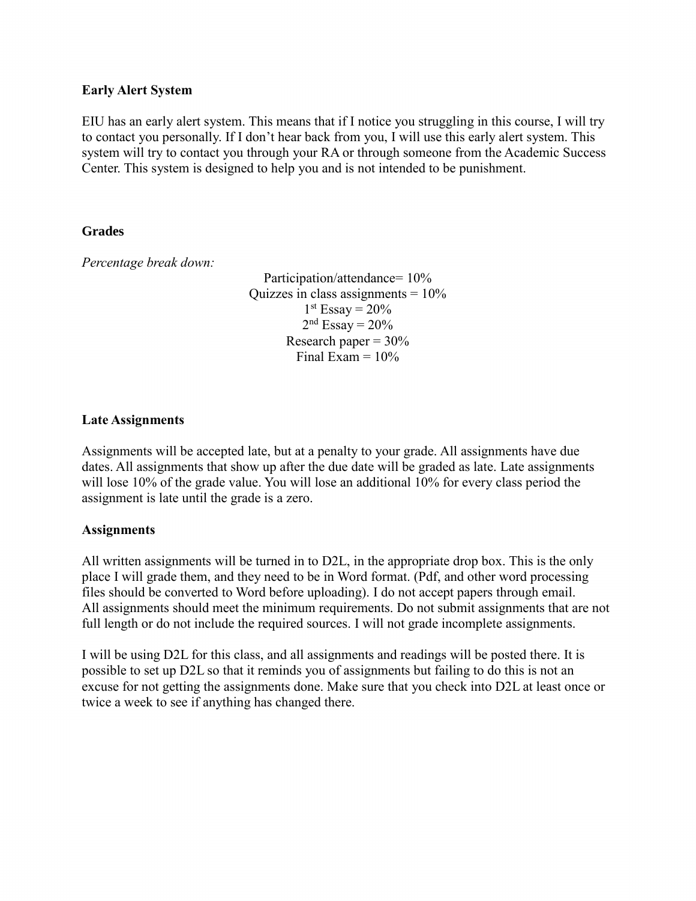**Early Alert System**

EIU has an early alert system. This means that if I notice you struggling in this course, I will try to contact you personally. If I don't hear back from you, I will use this early alert system. This system will try to contact you through your RA or through someone from the Academic Success Center. This system is designed to help you and is not intended to be punishment.

**Grades**

*Percentage break down:*

Participation/attendance= 10%
Quizzes in class assignments = 10%
1st Essay = 20%
2nd Essay = 20%
Research paper = 30%
Final Exam = 10%

**Late Assignments**

Assignments will be accepted late, but at a penalty to your grade. All assignments have due dates. All assignments that show up after the due date will be graded as late. Late assignments will lose 10% of the grade value. You will lose an additional 10% for every class period the assignment is late until the grade is a zero.

**Assignments**

All written assignments will be turned in to D2L, in the appropriate drop box. This is the only place I will grade them, and they need to be in Word format. (Pdf, and other word processing files should be converted to Word before uploading). I do not accept papers through email. All assignments should meet the minimum requirements. Do not submit assignments that are not full length or do not include the required sources. I will not grade incomplete assignments.

I will be using D2L for this class, and all assignments and readings will be posted there. It is possible to set up D2L so that it reminds you of assignments but failing to do this is not an excuse for not getting the assignments done. Make sure that you check into D2L at least once or twice a week to see if anything has changed there.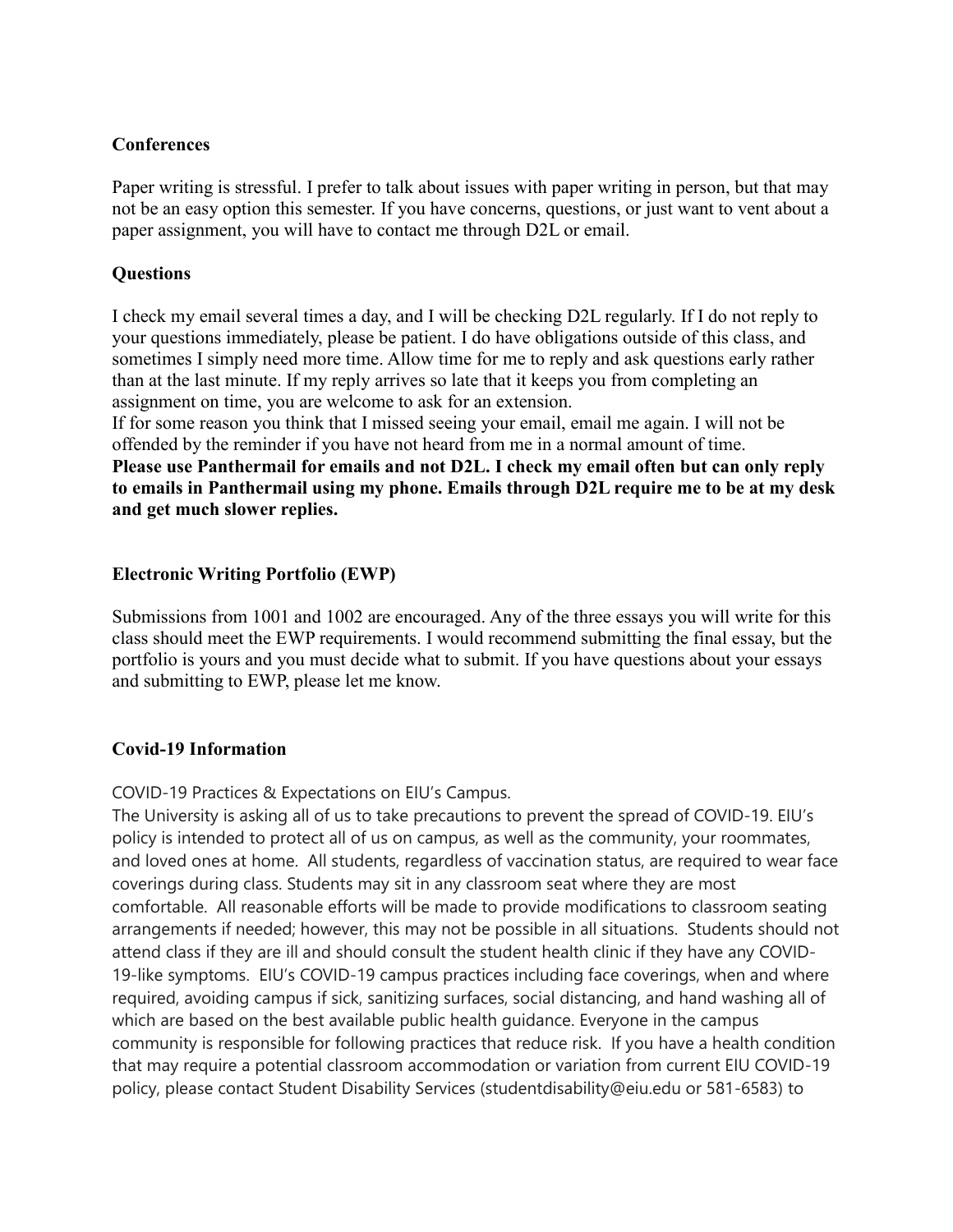**Conferences**

Paper writing is stressful. I prefer to talk about issues with paper writing in person, but that may not be an easy option this semester. If you have concerns, questions, or just want to vent about a paper assignment, you will have to contact me through D2L or email.

**Questions**

I check my email several times a day, and I will be checking D2L regularly. If I do not reply to your questions immediately, please be patient. I do have obligations outside of this class, and sometimes I simply need more time. Allow time for me to reply and ask questions early rather than at the last minute. If my reply arrives so late that it keeps you from completing an assignment on time, you are welcome to ask for an extension.
If for some reason you think that I missed seeing your email, email me again. I will not be offended by the reminder if you have not heard from me in a normal amount of time.
**Please use Panthermail for emails and not D2L. I check my email often but can only reply to emails in Panthermail using my phone. Emails through D2L require me to be at my desk and get much slower replies.**

**Electronic Writing Portfolio (EWP)**

Submissions from 1001 and 1002 are encouraged. Any of the three essays you will write for this class should meet the EWP requirements. I would recommend submitting the final essay, but the portfolio is yours and you must decide what to submit. If you have questions about your essays and submitting to EWP, please let me know.

**Covid-19 Information**

COVID-19 Practices & Expectations on EIU's Campus.
The University is asking all of us to take precautions to prevent the spread of COVID-19. EIU's policy is intended to protect all of us on campus, as well as the community, your roommates, and loved ones at home. All students, regardless of vaccination status, are required to wear face coverings during class. Students may sit in any classroom seat where they are most comfortable. All reasonable efforts will be made to provide modifications to classroom seating arrangements if needed; however, this may not be possible in all situations. Students should not attend class if they are ill and should consult the student health clinic if they have any COVID-19-like symptoms. EIU's COVID-19 campus practices including face coverings, when and where required, avoiding campus if sick, sanitizing surfaces, social distancing, and hand washing all of which are based on the best available public health guidance. Everyone in the campus community is responsible for following practices that reduce risk. If you have a health condition that may require a potential classroom accommodation or variation from current EIU COVID-19 policy, please contact Student Disability Services (studentdisability@eiu.edu or 581-6583) to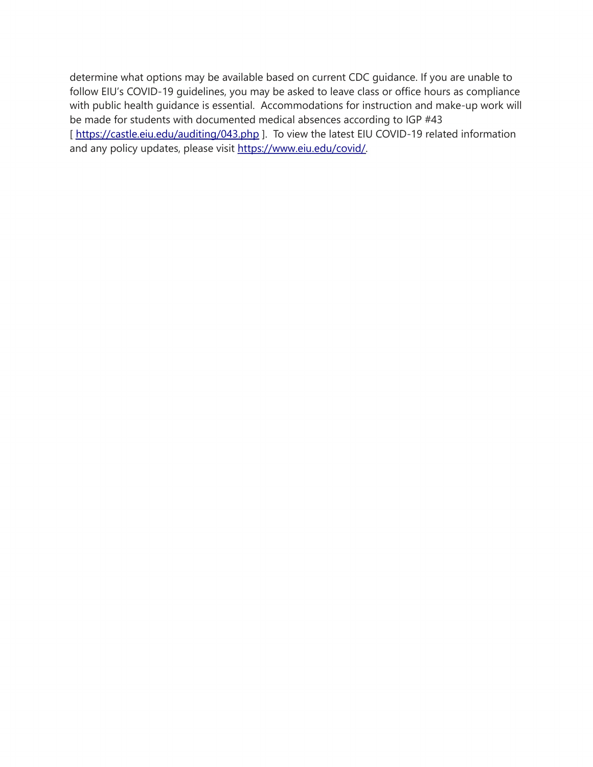determine what options may be available based on current CDC guidance. If you are unable to follow EIU's COVID-19 guidelines, you may be asked to leave class or office hours as compliance with public health guidance is essential. Accommodations for instruction and make-up work will be made for students with documented medical absences according to IGP #43 [ https://castle.eiu.edu/auditing/043.php ]. To view the latest EIU COVID-19 related information and any policy updates, please visit https://www.eiu.edu/covid/.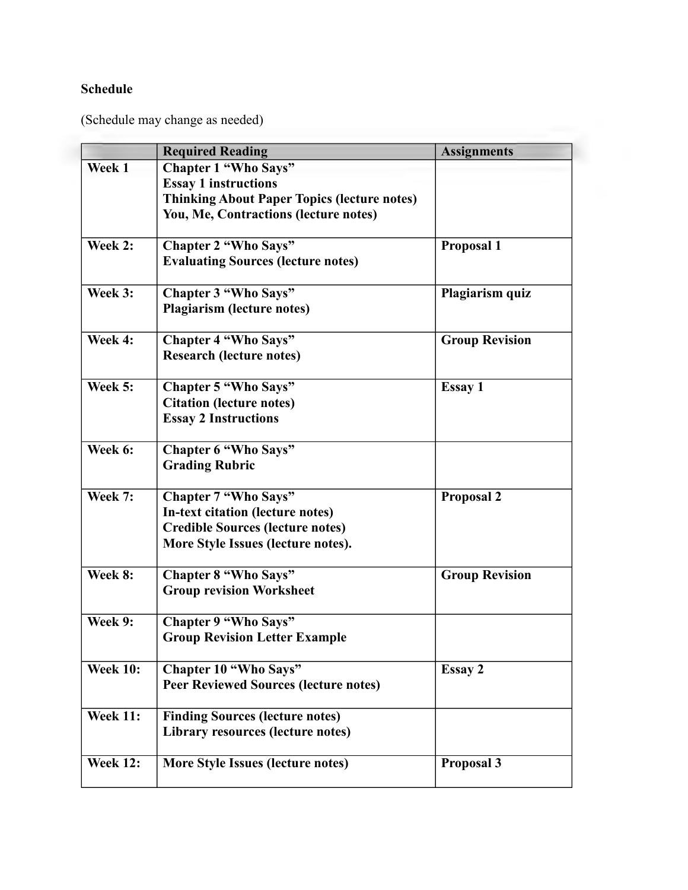**Schedule**

(Schedule may change as needed)

| | Required Reading | Assignments |
|---|---|---|
| **Week 1** | **Chapter 1 "Who Says"**<br>**Essay 1 instructions**<br>**Thinking About Paper Topics (lecture notes)**<br>**You, Me, Contractions (lecture notes)** | |
| **Week 2:** | **Chapter 2 "Who Says"**<br>**Evaluating Sources (lecture notes)** | **Proposal 1** |
| **Week 3:** | **Chapter 3 "Who Says"**<br>**Plagiarism (lecture notes)** | **Plagiarism quiz** |
| **Week 4:** | **Chapter 4 "Who Says"**<br>**Research (lecture notes)** | **Group Revision** |
| **Week 5:** | **Chapter 5 "Who Says"**<br>**Citation (lecture notes)**<br>**Essay 2 Instructions** | **Essay 1** |
| **Week 6:** | **Chapter 6 "Who Says"**<br>**Grading Rubric** | |
| **Week 7:** | **Chapter 7 "Who Says"**<br>**In-text citation (lecture notes)**<br>**Credible Sources (lecture notes)**<br>**More Style Issues (lecture notes).** | **Proposal 2** |
| **Week 8:** | **Chapter 8 "Who Says"**<br>**Group revision Worksheet** | **Group Revision** |
| **Week 9:** | **Chapter 9 "Who Says"**<br>**Group Revision Letter Example** | |
| **Week 10:** | **Chapter 10 "Who Says"**<br>**Peer Reviewed Sources (lecture notes)** | **Essay 2** |
| **Week 11:** | **Finding Sources (lecture notes)**<br>**Library resources (lecture notes)** | |
| **Week 12:** | **More Style Issues (lecture notes)** | **Proposal 3** |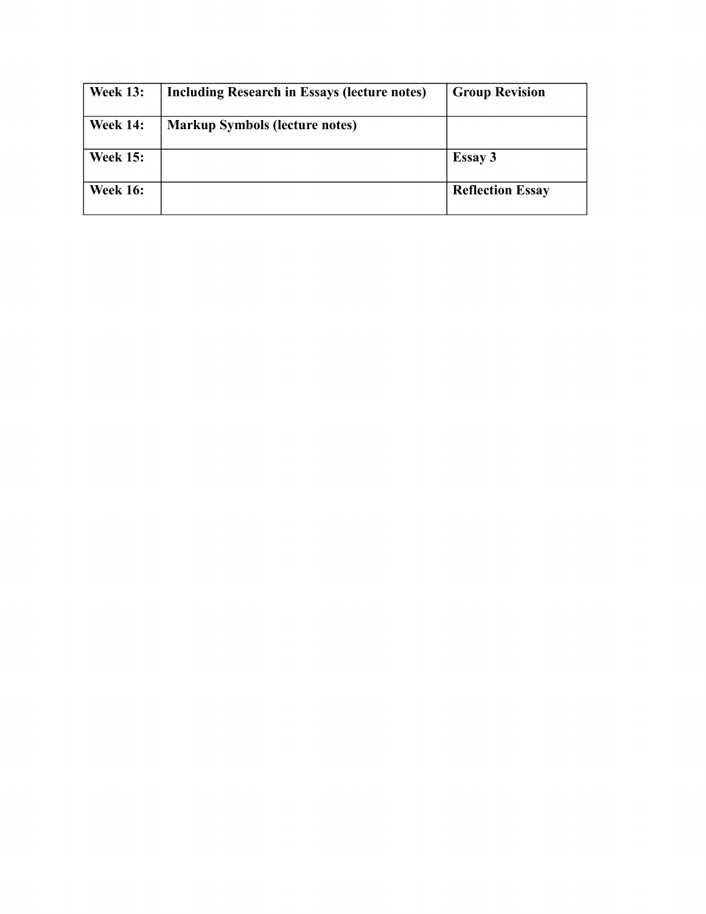| **Week 13:** | **Including Research in Essays (lecture notes)** | **Group Revision** |
|---|---|---|
| **Week 14:** | **Markup Symbols (lecture notes)** | |
| **Week 15:** | | **Essay 3** |
| **Week 16:** | | **Reflection Essay** |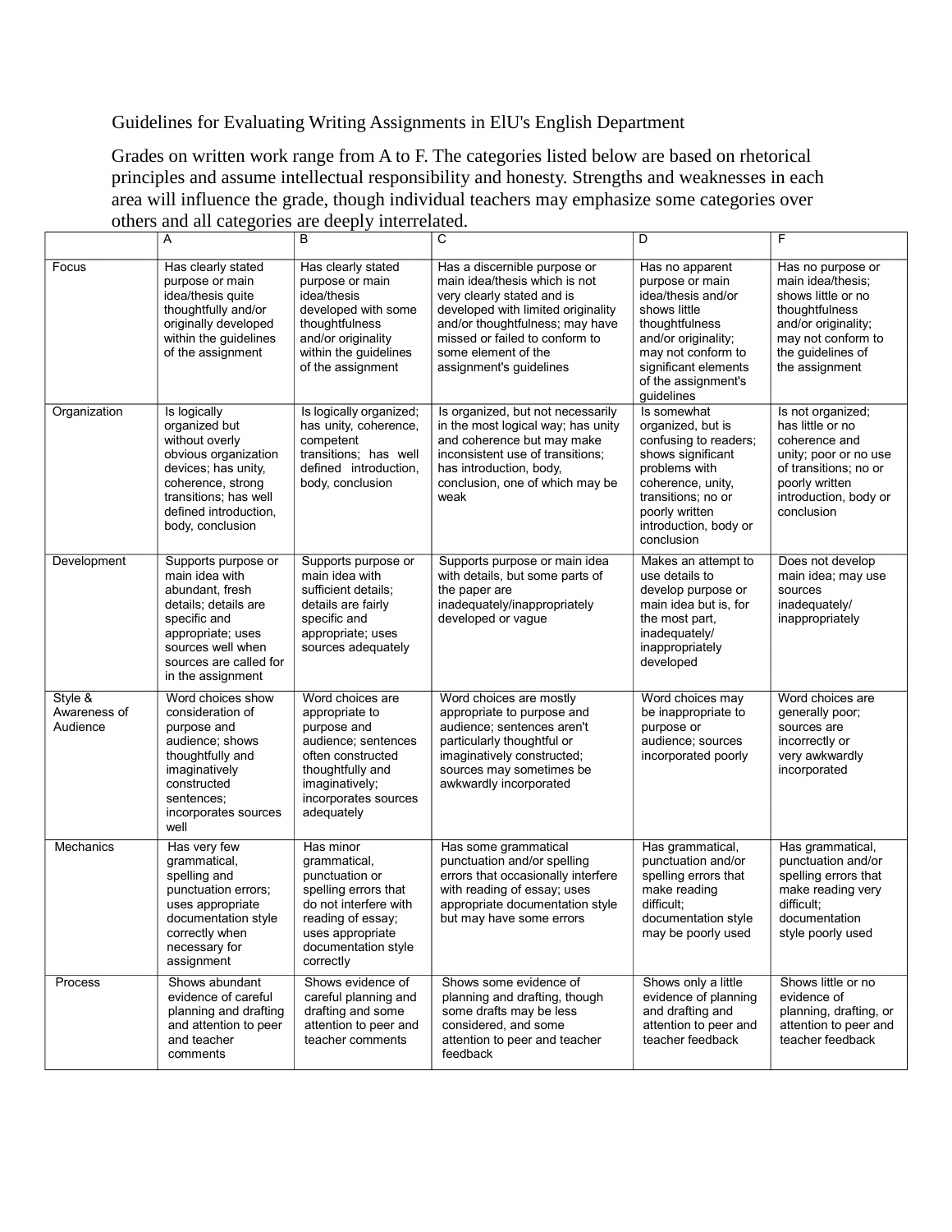Guidelines for Evaluating Writing Assignments in ElU's English Department

Grades on written work range from A to F. The categories listed below are based on rhetorical principles and assume intellectual responsibility and honesty. Strengths and weaknesses in each area will influence the grade, though individual teachers may emphasize some categories over others and all categories are deeply interrelated.

| | A | B | C | D | F |
|---|---|---|---|---|---|
| Focus | Has clearly stated purpose or main idea/thesis quite thoughtfully and/or originally developed within the guidelines of the assignment | Has clearly stated purpose or main idea/thesis developed with some thoughtfulness and/or originality within the guidelines of the assignment | Has a discernible purpose or main idea/thesis which is not very clearly stated and is developed with limited originality and/or thoughtfulness; may have missed or failed to conform to some element of the assignment's guidelines | Has no apparent purpose or main idea/thesis and/or shows little thoughtfulness and/or originality; may not conform to significant elements of the assignment's guidelines | Has no purpose or main idea/thesis; shows little or no thoughtfulness and/or originality; may not conform to the guidelines of the assignment |
| Organization | Is logically organized but without overly obvious organization devices; has unity, coherence, strong transitions; has well defined introduction, body, conclusion | Is logically organized; has unity, coherence, competent transitions; has well defined introduction, body, conclusion | Is organized, but not necessarily in the most logical way; has unity and coherence but may make inconsistent use of transitions; has introduction, body, conclusion, one of which may be weak | Is somewhat organized, but is confusing to readers; shows significant problems with coherence, unity, transitions; no or poorly written introduction, body or conclusion | Is not organized; has little or no coherence and unity; poor or no use of transitions; no or poorly written introduction, body or conclusion |
| Development | Supports purpose or main idea with abundant, fresh details; details are specific and appropriate; uses sources well when sources are called for in the assignment | Supports purpose or main idea with sufficient details; details are fairly specific and appropriate; uses sources adequately | Supports purpose or main idea with details, but some parts of the paper are inadequately/inappropriately developed or vague | Makes an attempt to use details to develop purpose or main idea but is, for the most part, inadequately/ inappropriately developed | Does not develop main idea; may use sources inadequately/ inappropriately |
| Style & Awareness of Audience | Word choices show consideration of purpose and audience; shows thoughtfully and imaginatively constructed sentences; incorporates sources well | Word choices are appropriate to purpose and audience; sentences often constructed thoughtfully and imaginatively; incorporates sources adequately | Word choices are mostly appropriate to purpose and audience; sentences aren't particularly thoughtful or imaginatively constructed; sources may sometimes be awkwardly incorporated | Word choices may be inappropriate to purpose or audience; sources incorporated poorly | Word choices are generally poor; sources are incorrectly or very awkwardly incorporated |
| Mechanics | Has very few grammatical, spelling and punctuation errors; uses appropriate documentation style correctly when necessary for assignment | Has minor grammatical, punctuation or spelling errors that do not interfere with reading of essay; uses appropriate documentation style correctly | Has some grammatical punctuation and/or spelling errors that occasionally interfere with reading of essay; uses appropriate documentation style but may have some errors | Has grammatical, punctuation and/or spelling errors that make reading difficult; documentation style may be poorly used | Has grammatical, punctuation and/or spelling errors that make reading very difficult; documentation style poorly used |
| Process | Shows abundant evidence of careful planning and drafting and attention to peer and teacher comments | Shows evidence of careful planning and drafting and some attention to peer and teacher comments | Shows some evidence of planning and drafting, though some drafts may be less considered, and some attention to peer and teacher feedback | Shows only a little evidence of planning and drafting and attention to peer and teacher feedback | Shows little or no evidence of planning, drafting, or attention to peer and teacher feedback |